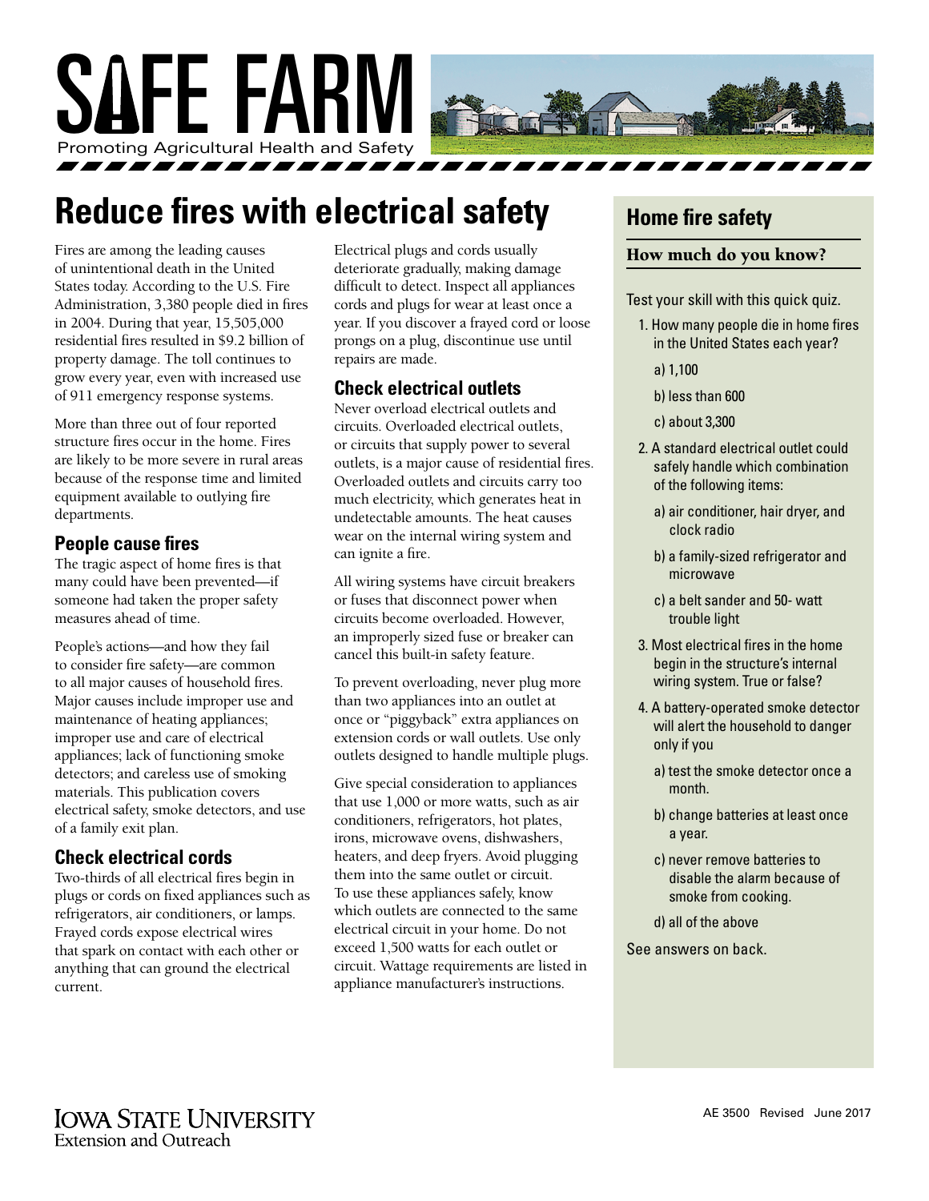# SAFE FARM

Promoting Agricultural Health and Safety

## Reduce fires with electrical safety

Fires are among the leading causes of unintentional death in the United States today. According to the U.S. Fire Administration, 3,380 people died in fires in 2004. During that year, 15,505,000 residential fires resulted in $9.2 billion of property damage. The toll continues to grow every year, even with increased use of 911 emergency response systems.

More than three out of four reported structure fires occur in the home. Fires are likely to be more severe in rural areas because of the response time and limited equipment available to outlying fire departments.

### People cause fires

The tragic aspect of home fires is that many could have been prevented—if someone had taken the proper safety measures ahead of time.

People's actions—and how they fail to consider fire safety—are common to all major causes of household fires. Major causes include improper use and maintenance of heating appliances; improper use and care of electrical appliances; lack of functioning smoke detectors; and careless use of smoking materials. This publication covers electrical safety, smoke detectors, and use of a family exit plan.

### Check electrical cords

Two-thirds of all electrical fires begin in plugs or cords on fixed appliances such as refrigerators, air conditioners, or lamps. Frayed cords expose electrical wires that spark on contact with each other or anything that can ground the electrical current.

Electrical plugs and cords usually deteriorate gradually, making damage difficult to detect. Inspect all appliances cords and plugs for wear at least once a year. If you discover a frayed cord or loose prongs on a plug, discontinue use until repairs are made.

### Check electrical outlets

Never overload electrical outlets and circuits. Overloaded electrical outlets, or circuits that supply power to several outlets, is a major cause of residential fires. Overloaded outlets and circuits carry too much electricity, which generates heat in undetectable amounts. The heat causes wear on the internal wiring system and can ignite a fire.

All wiring systems have circuit breakers or fuses that disconnect power when circuits become overloaded. However, an improperly sized fuse or breaker can cancel this built-in safety feature.

To prevent overloading, never plug more than two appliances into an outlet at once or "piggyback" extra appliances on extension cords or wall outlets. Use only outlets designed to handle multiple plugs.

Give special consideration to appliances that use 1,000 or more watts, such as air conditioners, refrigerators, hot plates, irons, microwave ovens, dishwashers, heaters, and deep fryers. Avoid plugging them into the same outlet or circuit. To use these appliances safely, know which outlets are connected to the same electrical circuit in your home. Do not exceed 1,500 watts for each outlet or circuit. Wattage requirements are listed in appliance manufacturer's instructions.

## Home fire safety

### How much do you know?

Test your skill with this quick quiz.

1. How many people die in home fires in the United States each year?
   - a) 1,100
   - b) less than 600
   - c) about 3,300
2. A standard electrical outlet could safely handle which combination of the following items:
   - a) air conditioner, hair dryer, and clock radio
   - b) a family-sized refrigerator and microwave
   - c) a belt sander and 50- watt trouble light
3. Most electrical fires in the home begin in the structure's internal wiring system. True or false?
4. A battery-operated smoke detector will alert the household to danger only if you
   - a) test the smoke detector once a month.
   - b) change batteries at least once a year.
   - c) never remove batteries to disable the alarm because of smoke from cooking.
   - d) all of the above

See answers on back.

Iowa State University Extension and Outreach

AE 3500 Revised June 2017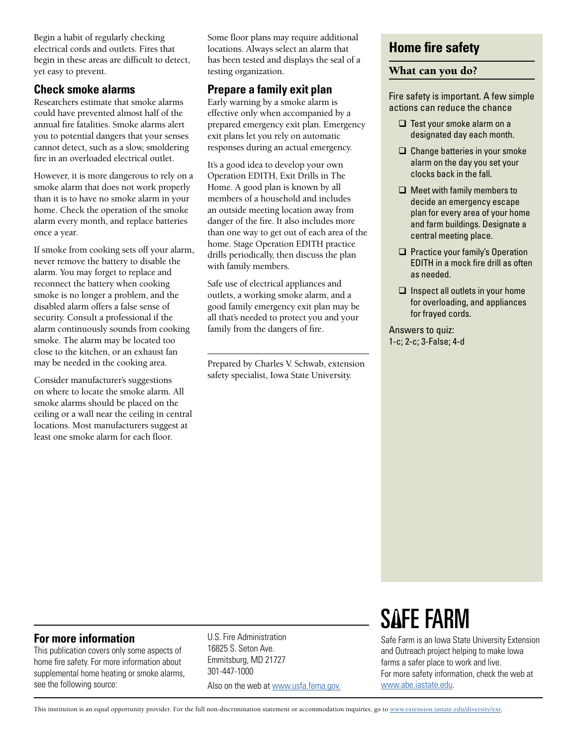Begin a habit of regularly checking electrical cords and outlets. Fires that begin in these areas are difficult to detect, yet easy to prevent.

## Check smoke alarms

Researchers estimate that smoke alarms could have prevented almost half of the annual fire fatalities. Smoke alarms alert you to potential dangers that your senses cannot detect, such as a slow, smoldering fire in an overloaded electrical outlet.

However, it is more dangerous to rely on a smoke alarm that does not work properly than it is to have no smoke alarm in your home. Check the operation of the smoke alarm every month, and replace batteries once a year.

If smoke from cooking sets off your alarm, never remove the battery to disable the alarm. You may forget to replace and reconnect the battery when cooking smoke is no longer a problem, and the disabled alarm offers a false sense of security. Consult a professional if the alarm continuously sounds from cooking smoke. The alarm may be located too close to the kitchen, or an exhaust fan may be needed in the cooking area.

Consider manufacturer's suggestions on where to locate the smoke alarm. All smoke alarms should be placed on the ceiling or a wall near the ceiling in central locations. Most manufacturers suggest at least one smoke alarm for each floor. Some floor plans may require additional locations. Always select an alarm that has been tested and displays the seal of a testing organization.

## Prepare a family exit plan

Early warning by a smoke alarm is effective only when accompanied by a prepared emergency exit plan. Emergency exit plans let you rely on automatic responses during an actual emergency.

It's a good idea to develop your own Operation EDITH, Exit Drills in The Home. A good plan is known by all members of a household and includes an outside meeting location away from danger of the fire. It also includes more than one way to get out of each area of the home. Stage Operation EDITH practice drills periodically, then discuss the plan with family members.

Safe use of electrical appliances and outlets, a working smoke alarm, and a good family emergency exit plan may be all that's needed to protect you and your family from the dangers of fire.

Prepared by Charles V. Schwab, extension safety specialist, Iowa State University.

## Home fire safety

### What can you do?

Fire safety is important. A few simple actions can reduce the chance

- ❑ Test your smoke alarm on a designated day each month.
- ❑ Change batteries in your smoke alarm on the day you set your clocks back in the fall.
- ❑ Meet with family members to decide an emergency escape plan for every area of your home and farm buildings. Designate a central meeting place.
- ❑ Practice your family's Operation EDITH in a mock fire drill as often as needed.
- ❑ Inspect all outlets in your home for overloading, and appliances for frayed cords.

Answers to quiz:
1-c; 2-c; 3-False; 4-d

## For more information

This publication covers only some aspects of home fire safety. For more information about supplemental home heating or smoke alarms, see the following source:

U.S. Fire Administration
16825 S. Seton Ave.
Emmitsburg, MD 21727
301-447-1000
Also on the web at www.usfa.fema.gov.

## SAFE FARM

Safe Farm is an Iowa State University Extension and Outreach project helping to make Iowa farms a safer place to work and live.
For more safety information, check the web at www.abe.iastate.edu.

This institution is an equal opportunity provider. For the full non-discrimination statement or accommodation inquiries, go to www.extension.iastate.edu/diversity/ext.